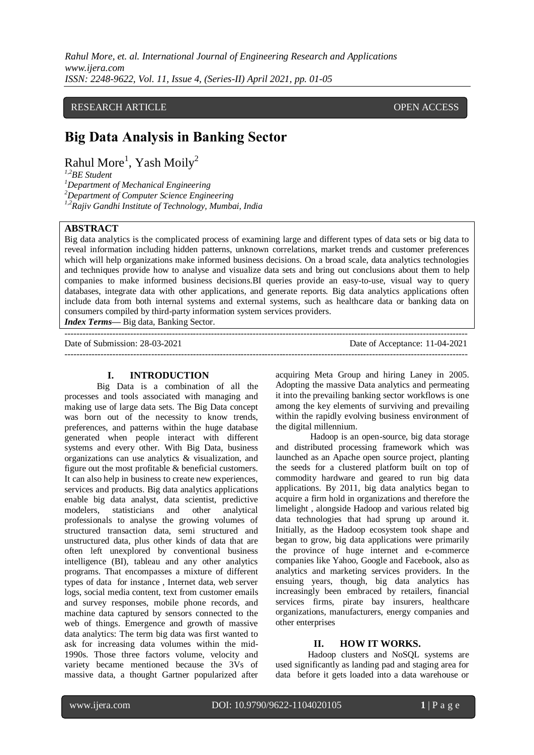RESEARCH ARTICLE OPEN ACCESS

# Big Data Analysis in Banking Sector

Rahul More[1], Yash Moily[2]

*[1,2]BE Student*
*[1]Department of Mechanical Engineering*
*[2]Department of Computer Science Engineering*
*[1,2]Rajiv Gandhi Institute of Technology, Mumbai, India*

## ABSTRACT

Big data analytics is the complicated process of examining large and different types of data sets or big data to reveal information including hidden patterns, unknown correlations, market trends and customer preferences which will help organizations make informed business decisions. On a broad scale, data analytics technologies and techniques provide how to analyse and visualize data sets and bring out conclusions about them to help companies to make informed business decisions.BI queries provide an easy-to-use, visual way to query databases, integrate data with other applications, and generate reports. Big data analytics applications often include data from both internal systems and external systems, such as healthcare data or banking data on consumers compiled by third-party information system services providers.

***Index Terms*****—** Big data, Banking Sector.

---

Date of Submission: 28-03-2021 Date of Acceptance: 11-04-2021

---

## I. INTRODUCTION

Big Data is a combination of all the processes and tools associated with managing and making use of large data sets. The Big Data concept was born out of the necessity to know trends, preferences, and patterns within the huge database generated when people interact with different systems and every other. With Big Data, business organizations can use analytics & visualization, and figure out the most profitable & beneficial customers. It can also help in business to create new experiences, services and products. Big data analytics applications enable big data analyst, data scientist, predictive modelers, statisticians and other analytical professionals to analyse the growing volumes of structured transaction data, semi structured and unstructured data, plus other kinds of data that are often left unexplored by conventional business intelligence (BI), tableau and any other analytics programs. That encompasses a mixture of different types of data for instance , Internet data, web server logs, social media content, text from customer emails and survey responses, mobile phone records, and machine data captured by sensors connected to the web of things. Emergence and growth of massive data analytics: The term big data was first wanted to ask for increasing data volumes within the mid-1990s. Those three factors volume, velocity and variety became mentioned because the 3Vs of massive data, a thought Gartner popularized after acquiring Meta Group and hiring Laney in 2005. Adopting the massive Data analytics and permeating it into the prevailing banking sector workflows is one among the key elements of surviving and prevailing within the rapidly evolving business environment of the digital millennium.

Hadoop is an open-source, big data storage and distributed processing framework which was launched as an Apache open source project, planting the seeds for a clustered platform built on top of commodity hardware and geared to run big data applications. By 2011, big data analytics began to acquire a firm hold in organizations and therefore the limelight , alongside Hadoop and various related big data technologies that had sprung up around it. Initially, as the Hadoop ecosystem took shape and began to grow, big data applications were primarily the province of huge internet and e-commerce companies like Yahoo, Google and Facebook, also as analytics and marketing services providers. In the ensuing years, though, big data analytics has increasingly been embraced by retailers, financial services firms, pirate bay insurers, healthcare organizations, manufacturers, energy companies and other enterprises

## II. HOW IT WORKS.

Hadoop clusters and NoSQL systems are used significantly as landing pad and staging area for data before it gets loaded into a data warehouse or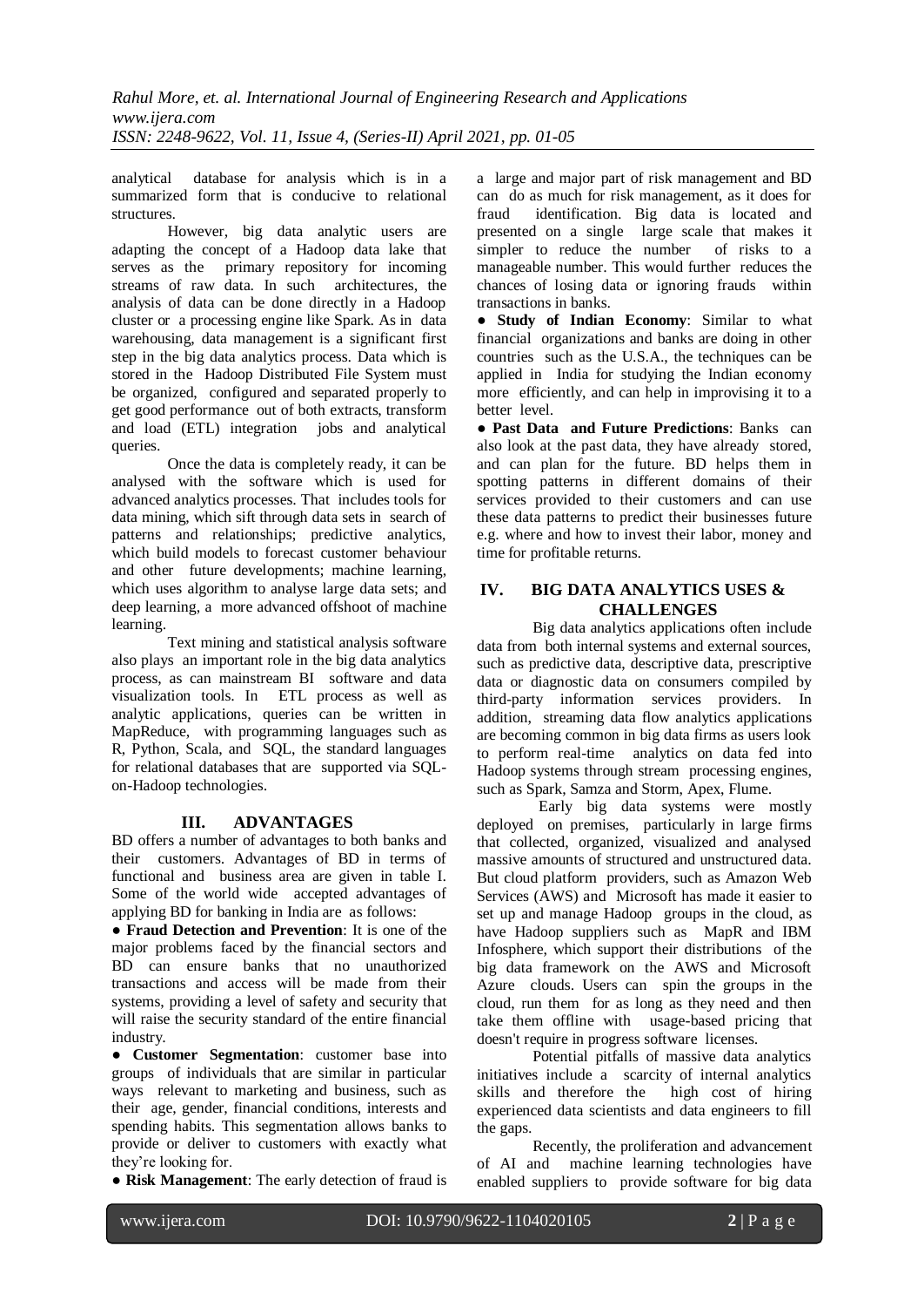analytical database for analysis which is in a summarized form that is conducive to relational structures.

However, big data analytic users are adapting the concept of a Hadoop data lake that serves as the primary repository for incoming streams of raw data. In such architectures, the analysis of data can be done directly in a Hadoop cluster or a processing engine like Spark. As in data warehousing, data management is a significant first step in the big data analytics process. Data which is stored in the Hadoop Distributed File System must be organized, configured and separated properly to get good performance out of both extracts, transform and load (ETL) integration jobs and analytical queries.

Once the data is completely ready, it can be analysed with the software which is used for advanced analytics processes. That includes tools for data mining, which sift through data sets in search of patterns and relationships; predictive analytics, which build models to forecast customer behaviour and other future developments; machine learning, which uses algorithm to analyse large data sets; and deep learning, a more advanced offshoot of machine learning.

Text mining and statistical analysis software also plays an important role in the big data analytics process, as can mainstream BI software and data visualization tools. In ETL process as well as analytic applications, queries can be written in MapReduce, with programming languages such as R, Python, Scala, and SQL, the standard languages for relational databases that are supported via SQL-on-Hadoop technologies.

## III. ADVANTAGES

BD offers a number of advantages to both banks and their customers. Advantages of BD in terms of functional and business area are given in table I. Some of the world wide accepted advantages of applying BD for banking in India are as follows:

- **Fraud Detection and Prevention**: It is one of the major problems faced by the financial sectors and BD can ensure banks that no unauthorized transactions and access will be made from their systems, providing a level of safety and security that will raise the security standard of the entire financial industry.
- **Customer Segmentation**: customer base into groups of individuals that are similar in particular ways relevant to marketing and business, such as their age, gender, financial conditions, interests and spending habits. This segmentation allows banks to provide or deliver to customers with exactly what they're looking for.
- **Risk Management**: The early detection of fraud is a large and major part of risk management and BD can do as much for risk management, as it does for fraud identification. Big data is located and presented on a single large scale that makes it simpler to reduce the number of risks to a manageable number. This would further reduces the chances of losing data or ignoring frauds within transactions in banks.
- **Study of Indian Economy**: Similar to what financial organizations and banks are doing in other countries such as the U.S.A., the techniques can be applied in India for studying the Indian economy more efficiently, and can help in improvising it to a better level.
- **Past Data and Future Predictions**: Banks can also look at the past data, they have already stored, and can plan for the future. BD helps them in spotting patterns in different domains of their services provided to their customers and can use these data patterns to predict their businesses future e.g. where and how to invest their labor, money and time for profitable returns.

## IV. BIG DATA ANALYTICS USES & CHALLENGES

Big data analytics applications often include data from both internal systems and external sources, such as predictive data, descriptive data, prescriptive data or diagnostic data on consumers compiled by third-party information services providers. In addition, streaming data flow analytics applications are becoming common in big data firms as users look to perform real-time analytics on data fed into Hadoop systems through stream processing engines, such as Spark, Samza and Storm, Apex, Flume.

Early big data systems were mostly deployed on premises, particularly in large firms that collected, organized, visualized and analysed massive amounts of structured and unstructured data. But cloud platform providers, such as Amazon Web Services (AWS) and Microsoft has made it easier to set up and manage Hadoop groups in the cloud, as have Hadoop suppliers such as MapR and IBM Infosphere, which support their distributions of the big data framework on the AWS and Microsoft Azure clouds. Users can spin the groups in the cloud, run them for as long as they need and then take them offline with usage-based pricing that doesn't require in progress software licenses.

Potential pitfalls of massive data analytics initiatives include a scarcity of internal analytics skills and therefore the high cost of hiring experienced data scientists and data engineers to fill the gaps.

Recently, the proliferation and advancement of AI and machine learning technologies have enabled suppliers to provide software for big data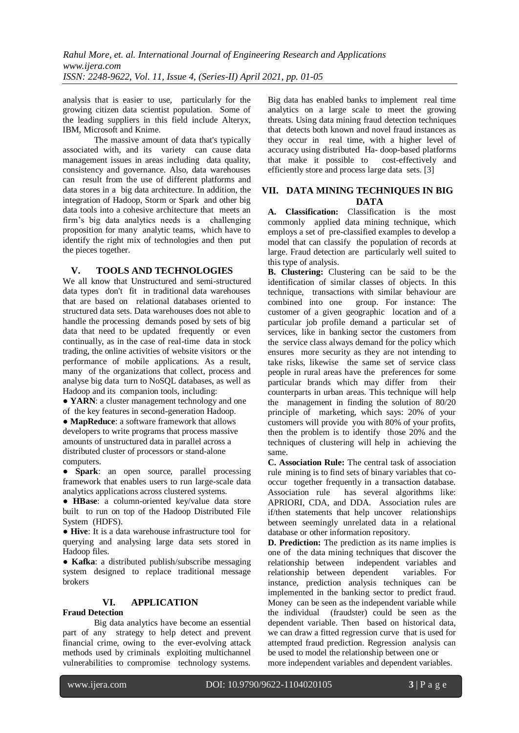analysis that is easier to use, particularly for the growing citizen data scientist population. Some of the leading suppliers in this field include Alteryx, IBM, Microsoft and Knime.

The massive amount of data that's typically associated with, and its variety can cause data management issues in areas including data quality, consistency and governance. Also, data warehouses can result from the use of different platforms and data stores in a big data architecture. In addition, the integration of Hadoop, Storm or Spark and other big data tools into a cohesive architecture that meets an firm's big data analytics needs is a challenging proposition for many analytic teams, which have to identify the right mix of technologies and then put the pieces together.

## V. TOOLS AND TECHNOLOGIES

We all know that Unstructured and semi-structured data types don't fit in traditional data warehouses that are based on relational databases oriented to structured data sets. Data warehouses does not able to handle the processing demands posed by sets of big data that need to be updated frequently or even continually, as in the case of real-time data in stock trading, the online activities of website visitors or the performance of mobile applications. As a result, many of the organizations that collect, process and analyse big data turn to NoSQL databases, as well as Hadoop and its companion tools, including:

- **YARN**: a cluster management technology and one of the key features in second-generation Hadoop.
- **MapReduce**: a software framework that allows developers to write programs that process massive amounts of unstructured data in parallel across a distributed cluster of processors or stand-alone computers.
- **Spark**: an open source, parallel processing framework that enables users to run large-scale data analytics applications across clustered systems.
- **HBase**: a column-oriented key/value data store built to run on top of the Hadoop Distributed File System (HDFS).
- **Hive**: It is a data warehouse infrastructure tool for querying and analysing large data sets stored in Hadoop files.
- **Kafka**: a distributed publish/subscribe messaging system designed to replace traditional message brokers

## VI. APPLICATION

**Fraud Detection**

Big data analytics have become an essential part of any strategy to help detect and prevent financial crime, owing to the ever-evolving attack methods used by criminals exploiting multichannel vulnerabilities to compromise technology systems. Big data has enabled banks to implement real time analytics on a large scale to meet the growing threats. Using data mining fraud detection techniques that detects both known and novel fraud instances as they occur in real time, with a higher level of accuracy using distributed Ha- doop-based platforms that make it possible to cost-effectively and efficiently store and process large data sets. [3]

## VII. DATA MINING TECHNIQUES IN BIG DATA

**A. Classification:** Classification is the most commonly applied data mining technique, which employs a set of pre-classified examples to develop a model that can classify the population of records at large. Fraud detection are particularly well suited to this type of analysis.

**B. Clustering:** Clustering can be said to be the identification of similar classes of objects. In this technique, transactions with similar behaviour are combined into one group. For instance: The customer of a given geographic location and of a particular job profile demand a particular set of services, like in banking sector the customers from the service class always demand for the policy which ensures more security as they are not intending to take risks, likewise the same set of service class people in rural areas have the preferences for some particular brands which may differ from their counterparts in urban areas. This technique will help the management in finding the solution of 80/20 principle of marketing, which says: 20% of your customers will provide you with 80% of your profits, then the problem is to identify those 20% and the techniques of clustering will help in achieving the same.

**C. Association Rule:** The central task of association rule mining is to find sets of binary variables that co-occur together frequently in a transaction database. Association rule has several algorithms like: APRIORI, CDA, and DDA. Association rules are if/then statements that help uncover relationships between seemingly unrelated data in a relational database or other information repository.

**D. Prediction:** The prediction as its name implies is one of the data mining techniques that discover the relationship between independent variables and relationship between dependent variables. For instance, prediction analysis techniques can be implemented in the banking sector to predict fraud. Money can be seen as the independent variable while the individual (fraudster) could be seen as the dependent variable. Then based on historical data, we can draw a fitted regression curve that is used for attempted fraud prediction. Regression analysis can be used to model the relationship between one or more independent variables and dependent variables.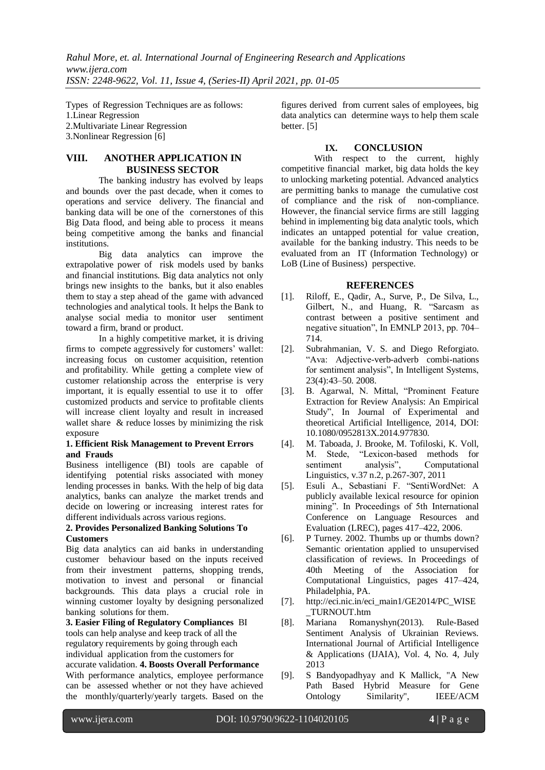Types of Regression Techniques are as follows:
1.Linear Regression
2.Multivariate Linear Regression
3.Nonlinear Regression [6]

## VIII. ANOTHER APPLICATION IN BUSINESS SECTOR

The banking industry has evolved by leaps and bounds over the past decade, when it comes to operations and service delivery. The financial and banking data will be one of the cornerstones of this Big Data flood, and being able to process it means being competitive among the banks and financial institutions.

Big data analytics can improve the extrapolative power of risk models used by banks and financial institutions. Big data analytics not only brings new insights to the banks, but it also enables them to stay a step ahead of the game with advanced technologies and analytical tools. It helps the Bank to analyse social media to monitor user sentiment toward a firm, brand or product.

In a highly competitive market, it is driving firms to compete aggressively for customers' wallet: increasing focus on customer acquisition, retention and profitability. While getting a complete view of customer relationship across the enterprise is very important, it is equally essential to use it to offer customized products and service to profitable clients will increase client loyalty and result in increased wallet share & reduce losses by minimizing the risk exposure

**1. Efficient Risk Management to Prevent Errors and Frauds**

Business intelligence (BI) tools are capable of identifying potential risks associated with money lending processes in banks. With the help of big data analytics, banks can analyze the market trends and decide on lowering or increasing interest rates for different individuals across various regions.

**2. Provides Personalized Banking Solutions To Customers**

Big data analytics can aid banks in understanding customer behaviour based on the inputs received from their investment patterns, shopping trends, motivation to invest and personal or financial backgrounds. This data plays a crucial role in winning customer loyalty by designing personalized banking solutions for them.

**3. Easier Filing of Regulatory Compliances** BI tools can help analyse and keep track of all the regulatory requirements by going through each individual application from the customers for accurate validation. **4. Boosts Overall Performance** With performance analytics, employee performance can be assessed whether or not they have achieved the monthly/quarterly/yearly targets. Based on the figures derived from current sales of employees, big data analytics can determine ways to help them scale better. [5]

## IX. CONCLUSION

With respect to the current, highly competitive financial market, big data holds the key to unlocking marketing potential. Advanced analytics are permitting banks to manage the cumulative cost of compliance and the risk of non-compliance. However, the financial service firms are still lagging behind in implementing big data analytic tools, which indicates an untapped potential for value creation, available for the banking industry. This needs to be evaluated from an IT (Information Technology) or LoB (Line of Business) perspective.

## REFERENCES

[1]. Riloff, E., Qadir, A., Surve, P., De Silva, L., Gilbert, N., and Huang, R. "Sarcasm as contrast between a positive sentiment and negative situation", In EMNLP 2013, pp. 704–714.

[2]. Subrahmanian, V. S. and Diego Reforgiato. "Ava: Adjective-verb-adverb combi-nations for sentiment analysis", In Intelligent Systems, 23(4):43–50. 2008.

[3]. B. Agarwal, N. Mittal, "Prominent Feature Extraction for Review Analysis: An Empirical Study", In Journal of Experimental and theoretical Artificial Intelligence, 2014, DOI: 10.1080/0952813X.2014.977830.

[4]. M. Taboada, J. Brooke, M. Tofiloski, K. Voll, M. Stede, "Lexicon-based methods for sentiment analysis", Computational Linguistics, v.37 n.2, p.267-307, 2011

[5]. Esuli A., Sebastiani F. "SentiWordNet: A publicly available lexical resource for opinion mining". In Proceedings of 5th International Conference on Language Resources and Evaluation (LREC), pages 417–422, 2006.

[6]. P Turney. 2002. Thumbs up or thumbs down? Semantic orientation applied to unsupervised classification of reviews. In Proceedings of 40th Meeting of the Association for Computational Linguistics, pages 417–424, Philadelphia, PA.

[7]. http://eci.nic.in/eci_main1/GE2014/PC_WISE_TURNOUT.htm

[8]. Mariana Romanyshyn(2013). Rule-Based Sentiment Analysis of Ukrainian Reviews. International Journal of Artificial Intelligence & Applications (IJAIA), Vol. 4, No. 4, July 2013

[9]. S Bandyopadhyay and K Mallick, "A New Path Based Hybrid Measure for Gene Ontology Similarity", IEEE/ACM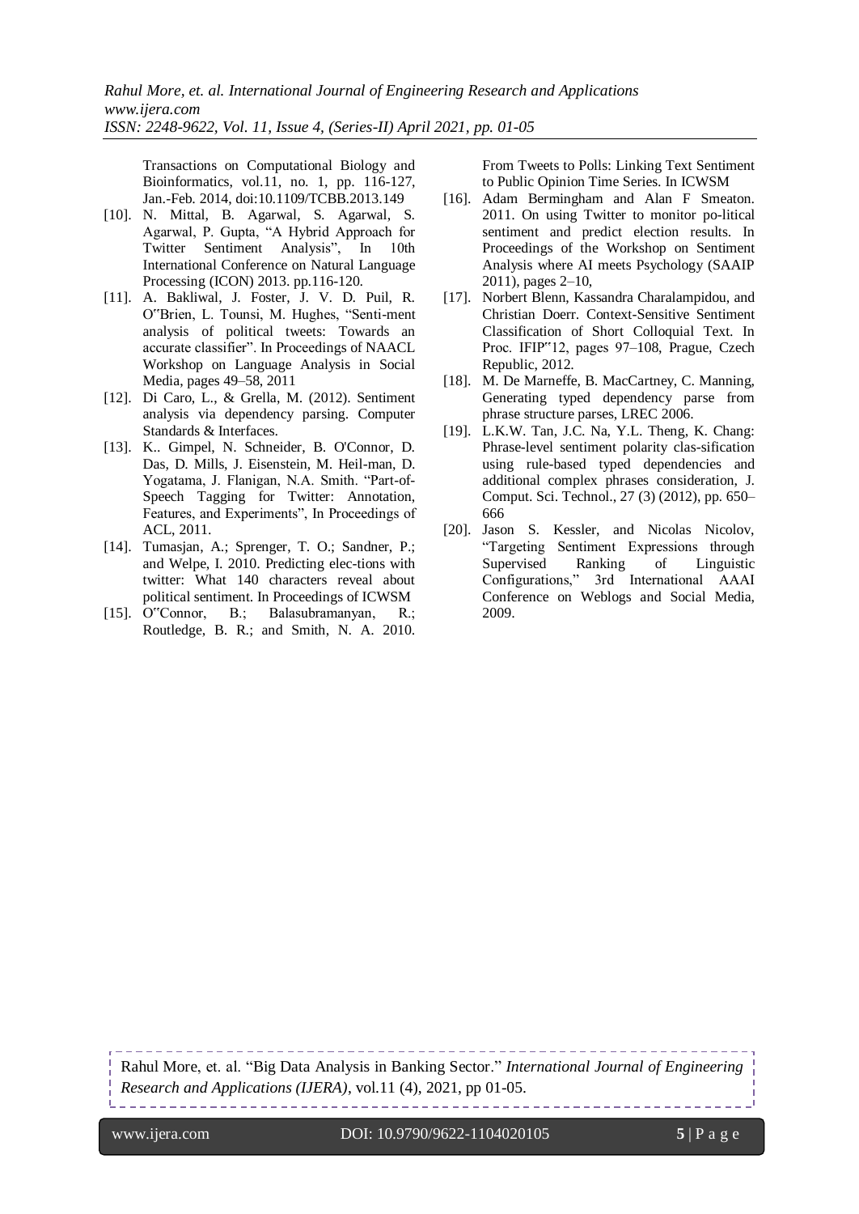Transactions on Computational Biology and Bioinformatics, vol.11, no. 1, pp. 116-127, Jan.-Feb. 2014, doi:10.1109/TCBB.2013.149

[10]. N. Mittal, B. Agarwal, S. Agarwal, S. Agarwal, P. Gupta, "A Hybrid Approach for Twitter Sentiment Analysis", In 10th International Conference on Natural Language Processing (ICON) 2013. pp.116-120.

[11]. A. Bakliwal, J. Foster, J. V. D. Puil, R. O"Brien, L. Tounsi, M. Hughes, "Senti-ment analysis of political tweets: Towards an accurate classifier". In Proceedings of NAACL Workshop on Language Analysis in Social Media, pages 49–58, 2011

[12]. Di Caro, L., & Grella, M. (2012). Sentiment analysis via dependency parsing. Computer Standards & Interfaces.

[13]. K.. Gimpel, N. Schneider, B. O'Connor, D. Das, D. Mills, J. Eisenstein, M. Heil-man, D. Yogatama, J. Flanigan, N.A. Smith. "Part-of-Speech Tagging for Twitter: Annotation, Features, and Experiments", In Proceedings of ACL, 2011.

[14]. Tumasjan, A.; Sprenger, T. O.; Sandner, P.; and Welpe, I. 2010. Predicting elec-tions with twitter: What 140 characters reveal about political sentiment. In Proceedings of ICWSM

[15]. O"Connor, B.; Balasubramanyan, R.; Routledge, B. R.; and Smith, N. A. 2010. From Tweets to Polls: Linking Text Sentiment to Public Opinion Time Series. In ICWSM

[16]. Adam Bermingham and Alan F Smeaton. 2011. On using Twitter to monitor po-litical sentiment and predict election results. In Proceedings of the Workshop on Sentiment Analysis where AI meets Psychology (SAAIP 2011), pages 2–10,

[17]. Norbert Blenn, Kassandra Charalampidou, and Christian Doerr. Context-Sensitive Sentiment Classification of Short Colloquial Text. In Proc. IFIP"12, pages 97–108, Prague, Czech Republic, 2012.

[18]. M. De Marneffe, B. MacCartney, C. Manning, Generating typed dependency parse from phrase structure parses, LREC 2006.

[19]. L.K.W. Tan, J.C. Na, Y.L. Theng, K. Chang: Phrase-level sentiment polarity clas-sification using rule-based typed dependencies and additional complex phrases consideration, J. Comput. Sci. Technol., 27 (3) (2012), pp. 650–666

[20]. Jason S. Kessler, and Nicolas Nicolov, "Targeting Sentiment Expressions through Supervised Ranking of Linguistic Configurations," 3rd International AAAI Conference on Weblogs and Social Media, 2009.

Rahul More, et. al. "Big Data Analysis in Banking Sector." *International Journal of Engineering Research and Applications (IJERA)*, vol.11 (4), 2021, pp 01-05.